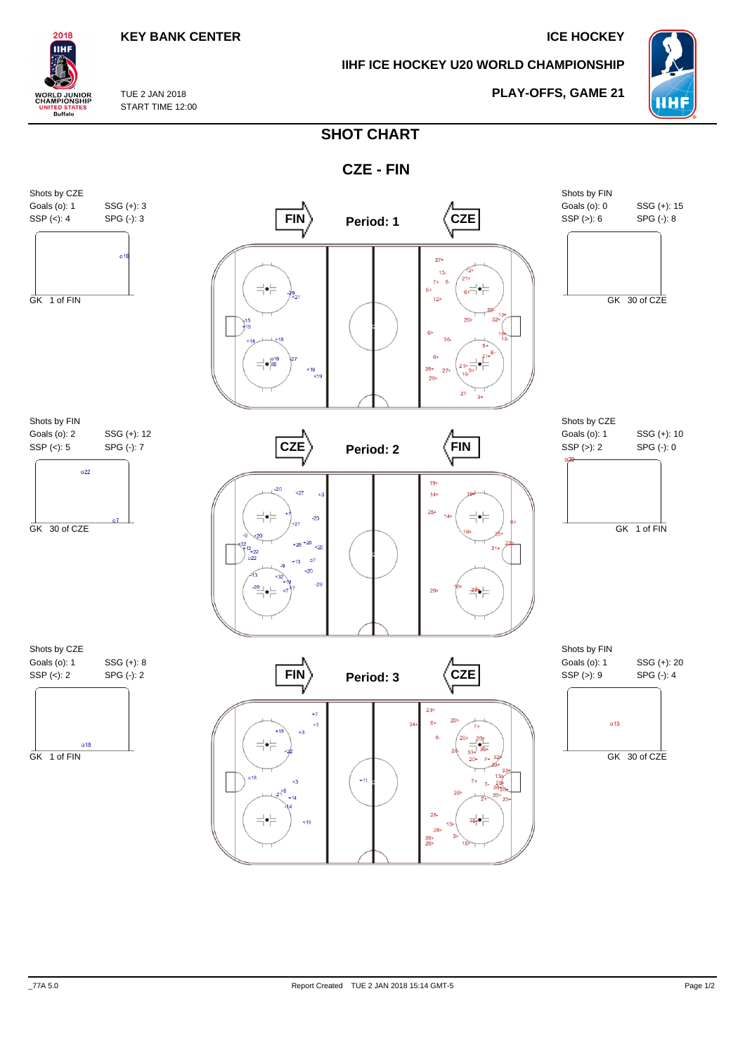KEY BANK CENTER

ICE HOCKEY

IIHF ICE HOCKEY U20 WORLD CHAMPIONSHIP

TUE 2 JAN 2018
START TIME 12:00

PLAY-OFFS, GAME 21

# SHOT CHART

## CZE - FIN

### Period: 1

FIN → ← CZE

**Shots by CZE**
Goals (o): 1 SSG (+): 3
SSP (<): 4 SPG (-): 3

GK 1 of FIN

**Shots by FIN**
Goals (o): 0 SSG (+): 15
SSP (>): 6 SPG (-): 8

GK 30 of CZE

### Period: 2

CZE → ← FIN

**Shots by FIN**
Goals (o): 2 SSG (+): 12
SSP (<): 5 SPG (-): 7

GK 30 of CZE

**Shots by CZE**
Goals (o): 1 SSG (+): 10
SSP (>): 2 SPG (-): 0

GK 1 of FIN

### Period: 3

FIN → ← CZE

**Shots by CZE**
Goals (o): 1 SSG (+): 8
SSP (<): 2 SPG (-): 2

GK 1 of FIN

**Shots by FIN**
Goals (o): 1 SSG (+): 20
SSP (>): 9 SPG (-): 4

GK 30 of CZE

_77A 5.0 Report Created TUE 2 JAN 2018 15:14 GMT-5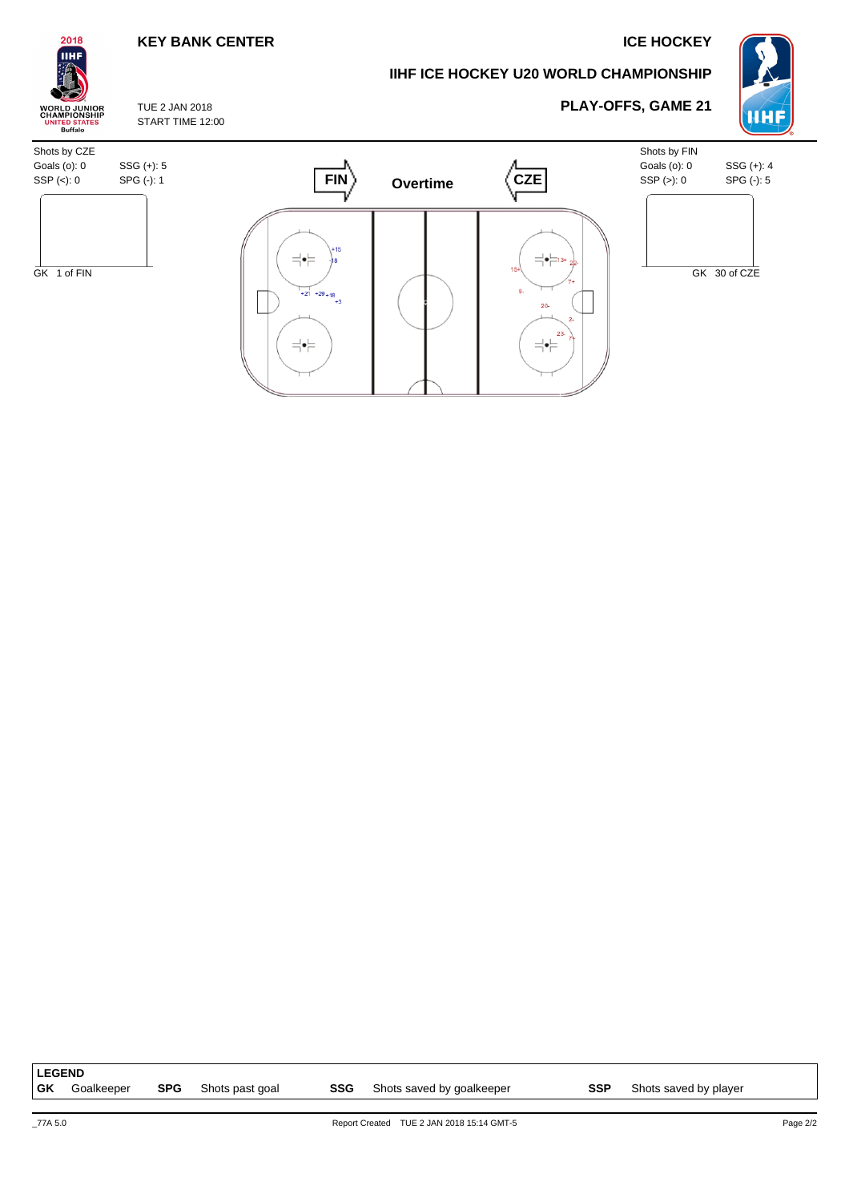**KEY BANK CENTER**

**ICE HOCKEY**

**IIHF ICE HOCKEY U20 WORLD CHAMPIONSHIP**

TUE 2 JAN 2018
START TIME 12:00

**PLAY-OFFS, GAME 21**

Shots by CZE
Goals (o): 0 SSG (+): 5
SSP (<): 0 SPG (-): 1

GK 1 of FIN

**FIN** **Overtime** **CZE**

+15
-18
+21 +29 +16
+3

15+ 13+ 22-
7+
9-
20-
2-
23-
7+

Shots by FIN
Goals (o): 0 SSG (+): 4
SSP (>): 0 SPG (-): 5

GK 30 of CZE

**LEGEND**

| | | | | | | | |
|---|---|---|---|---|---|---|---|
| **GK** | Goalkeeper | **SPG** | Shots past goal | **SSG** | Shots saved by goalkeeper | **SSP** | Shots saved by player |

_77A 5.0 Report Created TUE 2 JAN 2018 15:14 GMT-5